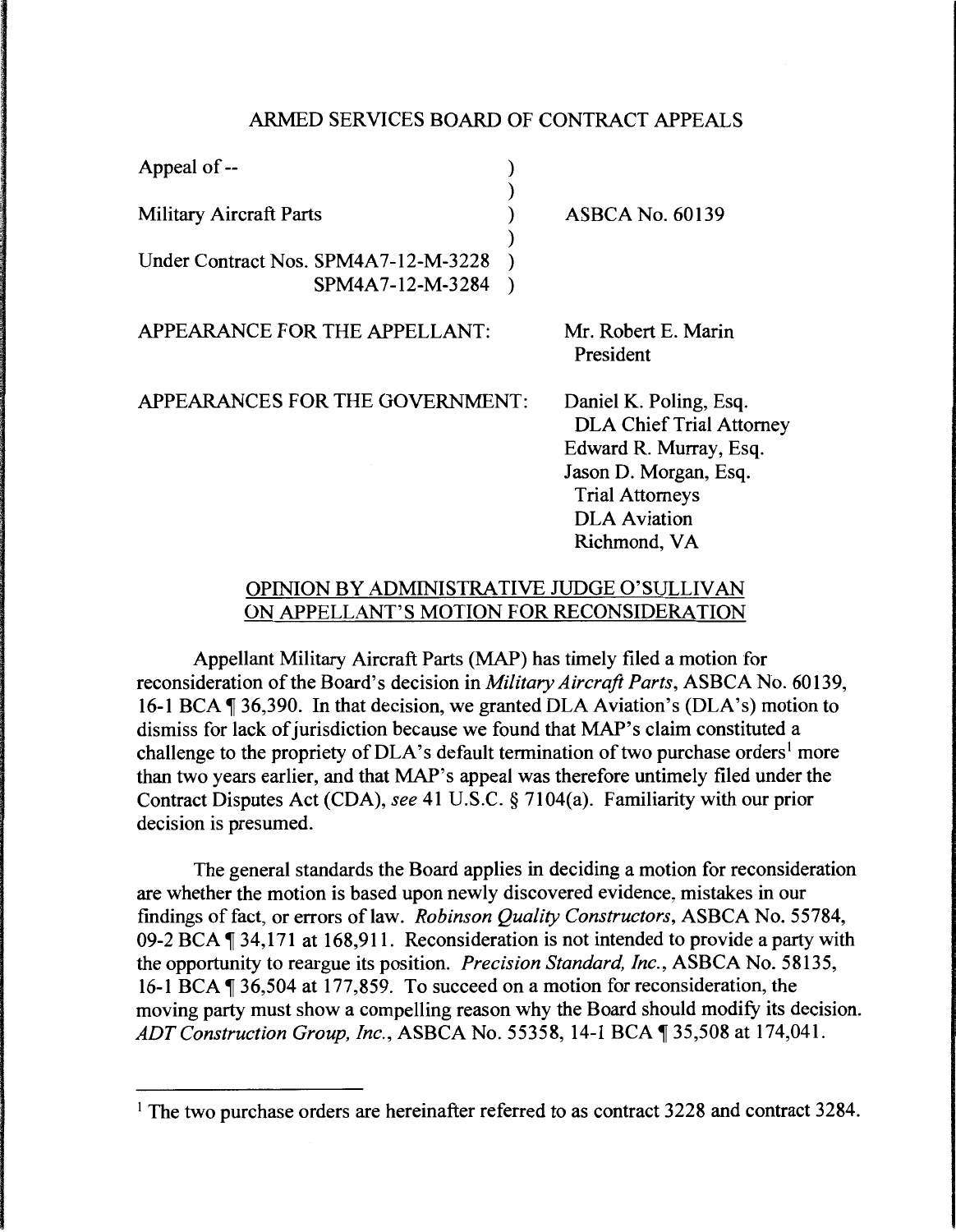# ARMED SERVICES BOARD OF CONTRACT APPEALS

| | | |
|---|---|---|
| Appeal of -- | ) | |
| | ) | |
| Military Aircraft Parts | ) | ASBCA No. 60139 |
| | ) | |
| Under Contract Nos. SPM4A7-12-M-3228 | ) | |
| SPM4A7-12-M-3284 | ) | |

APPEARANCE FOR THE APPELLANT: Mr. Robert E. Marin
President

APPEARANCES FOR THE GOVERNMENT: Daniel K. Poling, Esq.
DLA Chief Trial Attorney
Edward R. Murray, Esq.
Jason D. Morgan, Esq.
Trial Attorneys
DLA Aviation
Richmond, VA

## OPINION BY ADMINISTRATIVE JUDGE O'SULLIVAN ON APPELLANT'S MOTION FOR RECONSIDERATION

Appellant Military Aircraft Parts (MAP) has timely filed a motion for reconsideration of the Board's decision in *Military Aircraft Parts*, ASBCA No. 60139, 16-1 BCA ¶ 36,390. In that decision, we granted DLA Aviation's (DLA's) motion to dismiss for lack of jurisdiction because we found that MAP's claim constituted a challenge to the propriety of DLA's default termination of two purchase orders[1] more than two years earlier, and that MAP's appeal was therefore untimely filed under the Contract Disputes Act (CDA), *see* 41 U.S.C. § 7104(a). Familiarity with our prior decision is presumed.

The general standards the Board applies in deciding a motion for reconsideration are whether the motion is based upon newly discovered evidence, mistakes in our findings of fact, or errors of law. *Robinson Quality Constructors*, ASBCA No. 55784, 09-2 BCA ¶ 34,171 at 168,911. Reconsideration is not intended to provide a party with the opportunity to reargue its position. *Precision Standard, Inc.*, ASBCA No. 58135, 16-1 BCA ¶ 36,504 at 177,859. To succeed on a motion for reconsideration, the moving party must show a compelling reason why the Board should modify its decision. *ADT Construction Group, Inc.*, ASBCA No. 55358, 14-1 BCA ¶ 35,508 at 174,041.

---

[1] The two purchase orders are hereinafter referred to as contract 3228 and contract 3284.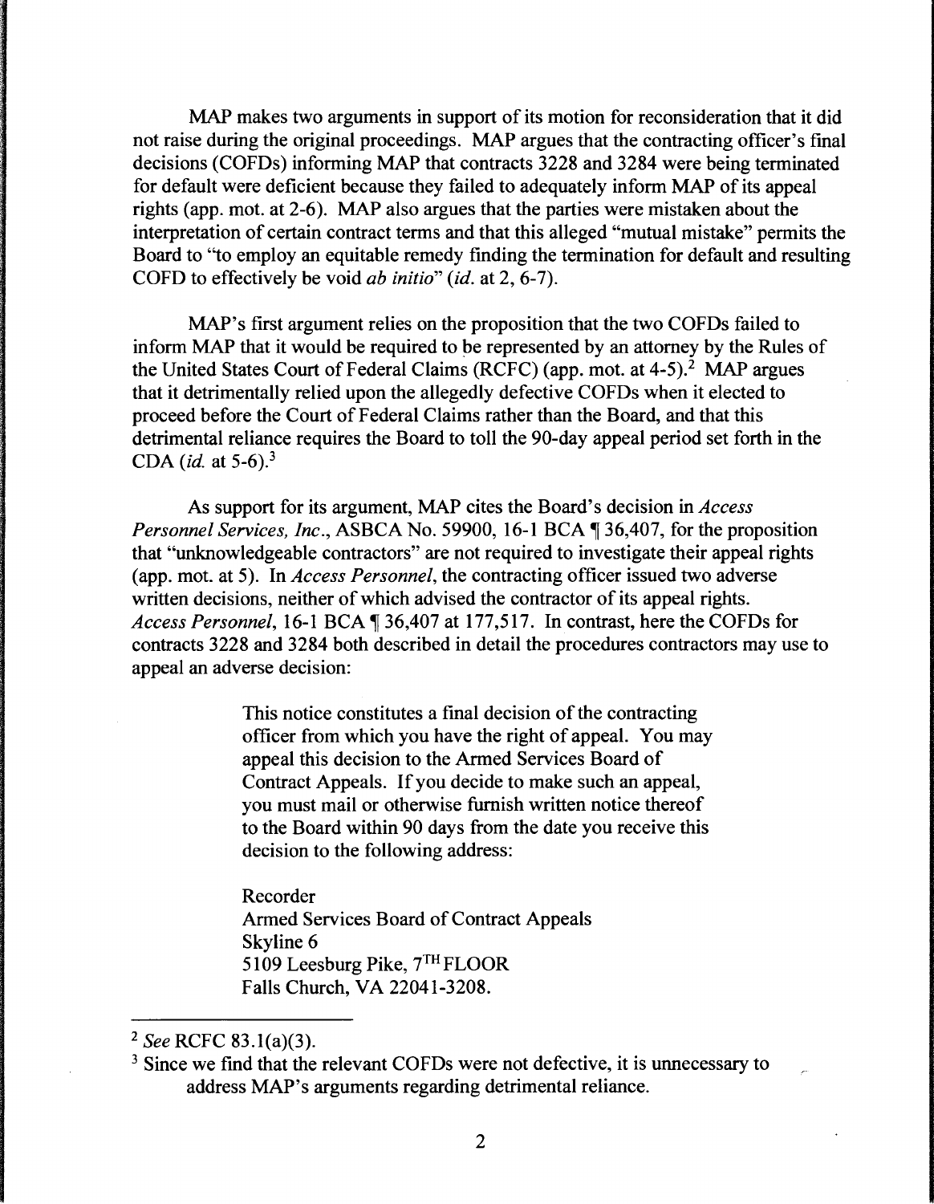MAP makes two arguments in support of its motion for reconsideration that it did not raise during the original proceedings. MAP argues that the contracting officer's final decisions (COFDs) informing MAP that contracts 3228 and 3284 were being terminated for default were deficient because they failed to adequately inform MAP of its appeal rights (app. mot. at 2-6). MAP also argues that the parties were mistaken about the interpretation of certain contract terms and that this alleged "mutual mistake" permits the Board to "to employ an equitable remedy finding the termination for default and resulting COFD to effectively be void *ab initio*" (*id.* at 2, 6-7).

MAP's first argument relies on the proposition that the two COFDs failed to inform MAP that it would be required to be represented by an attorney by the Rules of the United States Court of Federal Claims (RCFC) (app. mot. at 4-5).[2] MAP argues that it detrimentally relied upon the allegedly defective COFDs when it elected to proceed before the Court of Federal Claims rather than the Board, and that this detrimental reliance requires the Board to toll the 90-day appeal period set forth in the CDA (*id.* at 5-6).[3]

As support for its argument, MAP cites the Board's decision in *Access Personnel Services, Inc.*, ASBCA No. 59900, 16-1 BCA ¶ 36,407, for the proposition that "unknowledgeable contractors" are not required to investigate their appeal rights (app. mot. at 5). In *Access Personnel*, the contracting officer issued two adverse written decisions, neither of which advised the contractor of its appeal rights. *Access Personnel*, 16-1 BCA ¶ 36,407 at 177,517. In contrast, here the COFDs for contracts 3228 and 3284 both described in detail the procedures contractors may use to appeal an adverse decision:

> This notice constitutes a final decision of the contracting officer from which you have the right of appeal. You may appeal this decision to the Armed Services Board of Contract Appeals. If you decide to make such an appeal, you must mail or otherwise furnish written notice thereof to the Board within 90 days from the date you receive this decision to the following address:
>
> Recorder
> Armed Services Board of Contract Appeals
> Skyline 6
> 5109 Leesburg Pike, 7TH FLOOR
> Falls Church, VA 22041-3208.

---

[2] *See* RCFC 83.1(a)(3).

[3] Since we find that the relevant COFDs were not defective, it is unnecessary to address MAP's arguments regarding detrimental reliance.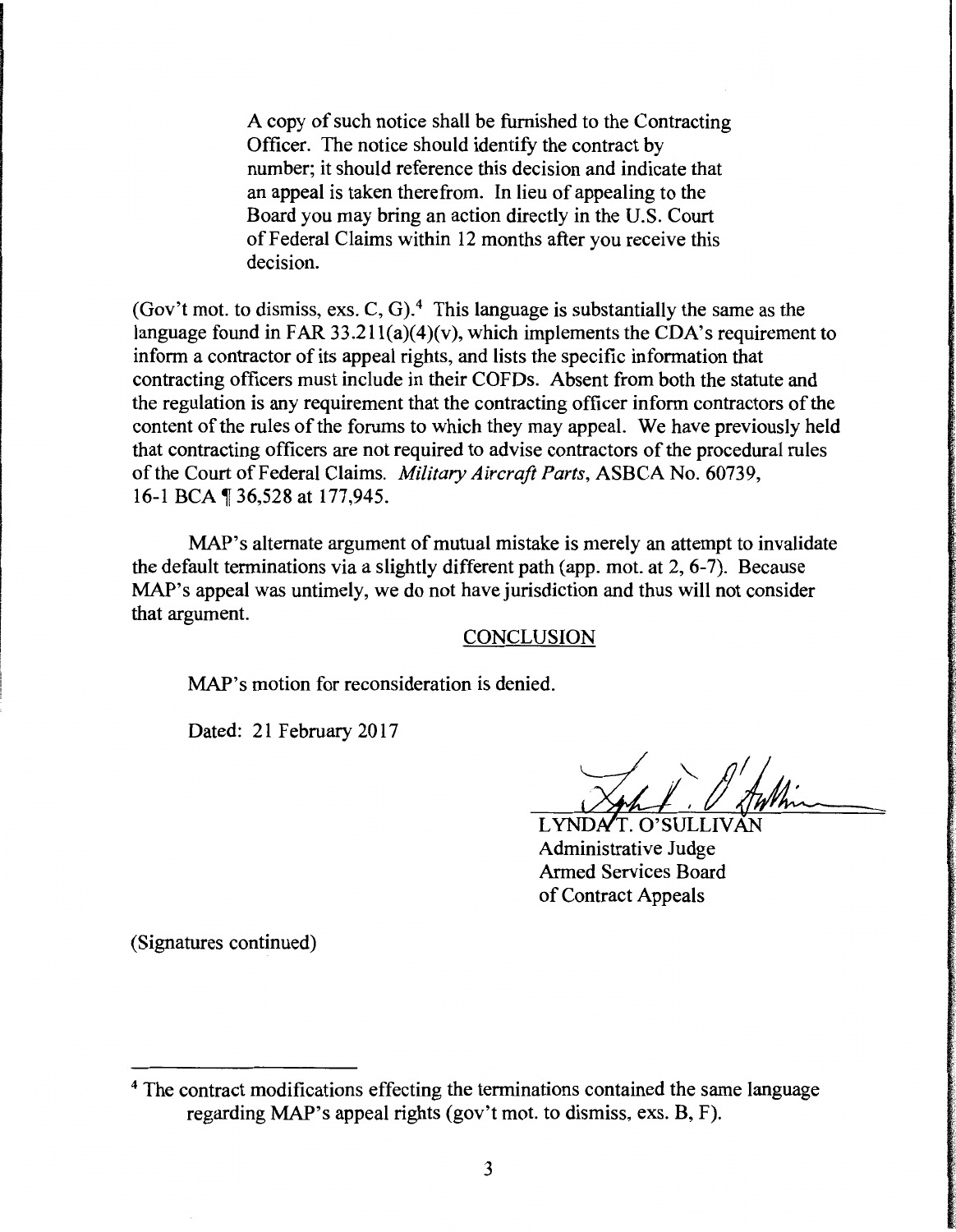> A copy of such notice shall be furnished to the Contracting Officer. The notice should identify the contract by number; it should reference this decision and indicate that an appeal is taken therefrom. In lieu of appealing to the Board you may bring an action directly in the U.S. Court of Federal Claims within 12 months after you receive this decision.

(Gov't mot. to dismiss, exs. C, G).[4] This language is substantially the same as the language found in FAR 33.211(a)(4)(v), which implements the CDA's requirement to inform a contractor of its appeal rights, and lists the specific information that contracting officers must include in their COFDs. Absent from both the statute and the regulation is any requirement that the contracting officer inform contractors of the content of the rules of the forums to which they may appeal. We have previously held that contracting officers are not required to advise contractors of the procedural rules of the Court of Federal Claims. *Military Aircraft Parts*, ASBCA No. 60739, 16-1 BCA ¶ 36,528 at 177,945.

MAP's alternate argument of mutual mistake is merely an attempt to invalidate the default terminations via a slightly different path (app. mot. at 2, 6-7). Because MAP's appeal was untimely, we do not have jurisdiction and thus will not consider that argument.

## CONCLUSION

MAP's motion for reconsideration is denied.

Dated: 21 February 2017

LYNDA T. O'SULLIVAN
Administrative Judge
Armed Services Board
of Contract Appeals

(Signatures continued)

---

[4] The contract modifications effecting the terminations contained the same language regarding MAP's appeal rights (gov't mot. to dismiss, exs. B, F).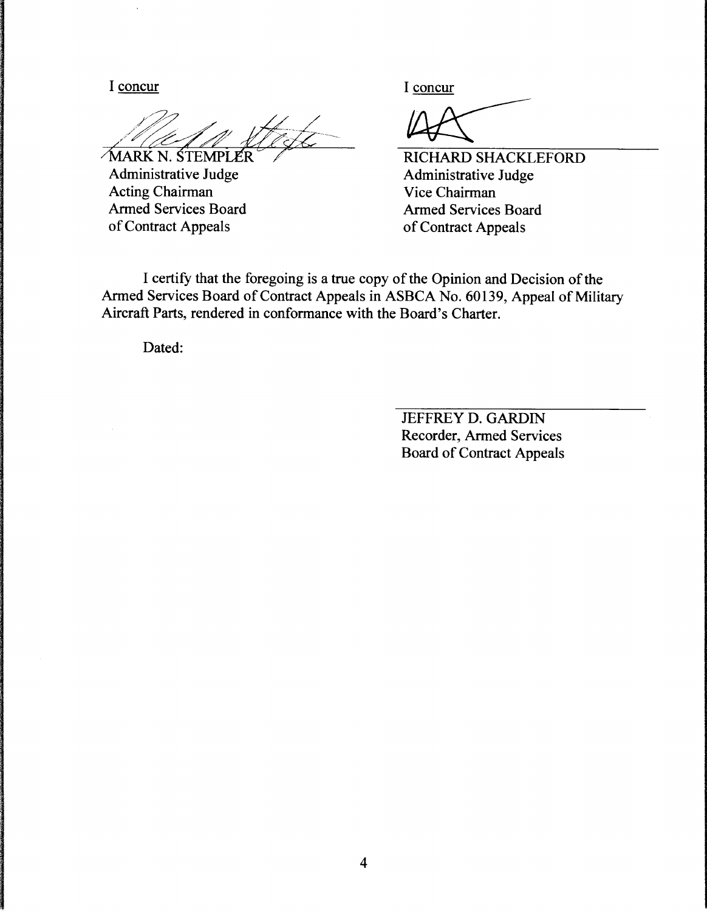I concur

MARK N. STEMPLER
Administrative Judge
Acting Chairman
Armed Services Board
of Contract Appeals

I concur

RICHARD SHACKLEFORD
Administrative Judge
Vice Chairman
Armed Services Board
of Contract Appeals

I certify that the foregoing is a true copy of the Opinion and Decision of the Armed Services Board of Contract Appeals in ASBCA No. 60139, Appeal of Military Aircraft Parts, rendered in conformance with the Board's Charter.

Dated:

JEFFREY D. GARDIN
Recorder, Armed Services
Board of Contract Appeals